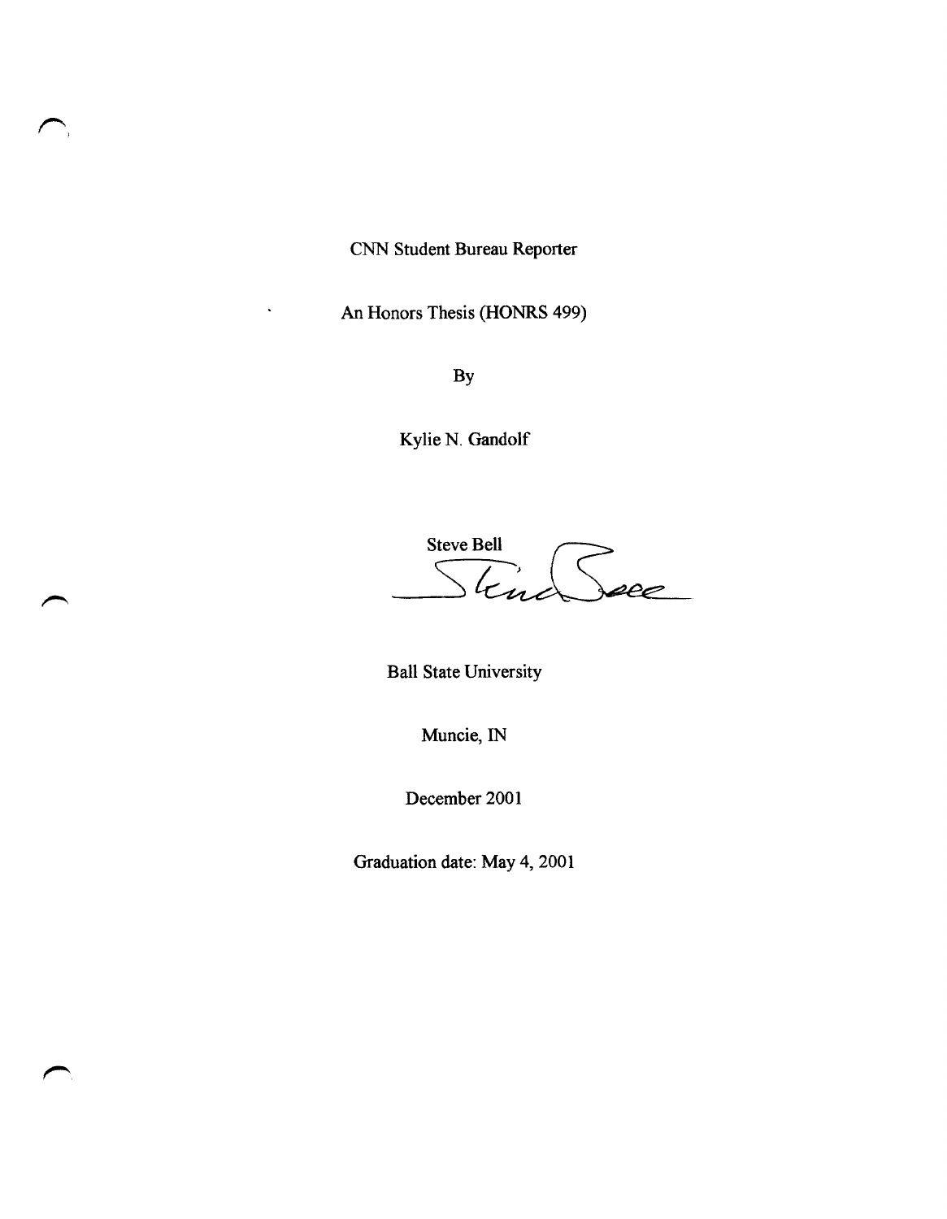CNN Student Bureau Reporter

An Honors Thesis (HONRS 499)

By

Kylie N. Gandolf

Steve Bell

Ball State University

Muncie, IN

December 2001

Graduation date: May 4, 2001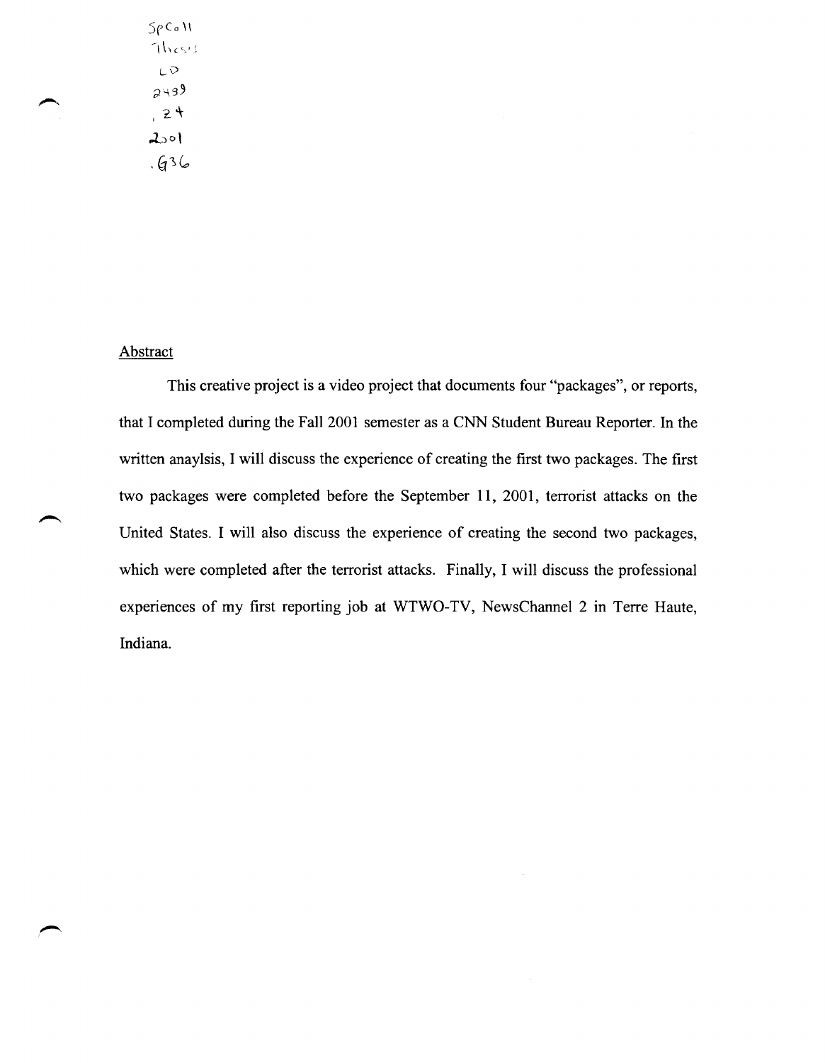SpColl
Thesis
LD
2489
.Z4
2001
.G36

## Abstract

This creative project is a video project that documents four "packages", or reports, that I completed during the Fall 2001 semester as a CNN Student Bureau Reporter. In the written anaylsis, I will discuss the experience of creating the first two packages. The first two packages were completed before the September 11, 2001, terrorist attacks on the United States. I will also discuss the experience of creating the second two packages, which were completed after the terrorist attacks. Finally, I will discuss the professional experiences of my first reporting job at WTWO-TV, NewsChannel 2 in Terre Haute, Indiana.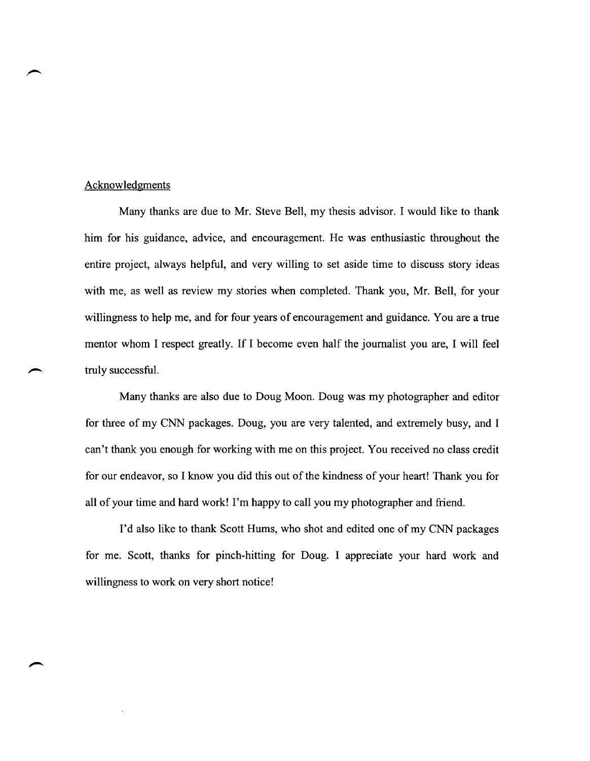## Acknowledgments

Many thanks are due to Mr. Steve Bell, my thesis advisor. I would like to thank him for his guidance, advice, and encouragement. He was enthusiastic throughout the entire project, always helpful, and very willing to set aside time to discuss story ideas with me, as well as review my stories when completed. Thank you, Mr. Bell, for your willingness to help me, and for four years of encouragement and guidance. You are a true mentor whom I respect greatly. If I become even half the journalist you are, I will feel truly successful.

Many thanks are also due to Doug Moon. Doug was my photographer and editor for three of my CNN packages. Doug, you are very talented, and extremely busy, and I can't thank you enough for working with me on this project. You received no class credit for our endeavor, so I know you did this out of the kindness of your heart! Thank you for all of your time and hard work! I'm happy to call you my photographer and friend.

I'd also like to thank Scott Hums, who shot and edited one of my CNN packages for me. Scott, thanks for pinch-hitting for Doug. I appreciate your hard work and willingness to work on very short notice!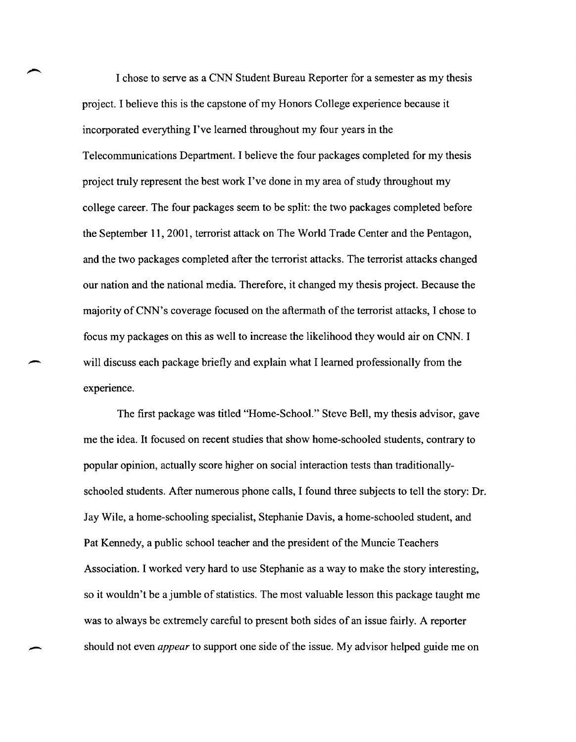I chose to serve as a CNN Student Bureau Reporter for a semester as my thesis project. I believe this is the capstone of my Honors College experience because it incorporated everything I've learned throughout my four years in the Telecommunications Department. I believe the four packages completed for my thesis project truly represent the best work I've done in my area of study throughout my college career. The four packages seem to be split: the two packages completed before the September 11, 2001, terrorist attack on The World Trade Center and the Pentagon, and the two packages completed after the terrorist attacks. The terrorist attacks changed our nation and the national media. Therefore, it changed my thesis project. Because the majority of CNN's coverage focused on the aftermath of the terrorist attacks, I chose to focus my packages on this as well to increase the likelihood they would air on CNN. I will discuss each package briefly and explain what I learned professionally from the experience.

The first package was titled "Home-School." Steve Bell, my thesis advisor, gave me the idea. It focused on recent studies that show home-schooled students, contrary to popular opinion, actually score higher on social interaction tests than traditionally-schooled students. After numerous phone calls, I found three subjects to tell the story: Dr. Jay Wile, a home-schooling specialist, Stephanie Davis, a home-schooled student, and Pat Kennedy, a public school teacher and the president of the Muncie Teachers Association. I worked very hard to use Stephanie as a way to make the story interesting, so it wouldn't be a jumble of statistics. The most valuable lesson this package taught me was to always be extremely careful to present both sides of an issue fairly. A reporter should not even *appear* to support one side of the issue. My advisor helped guide me on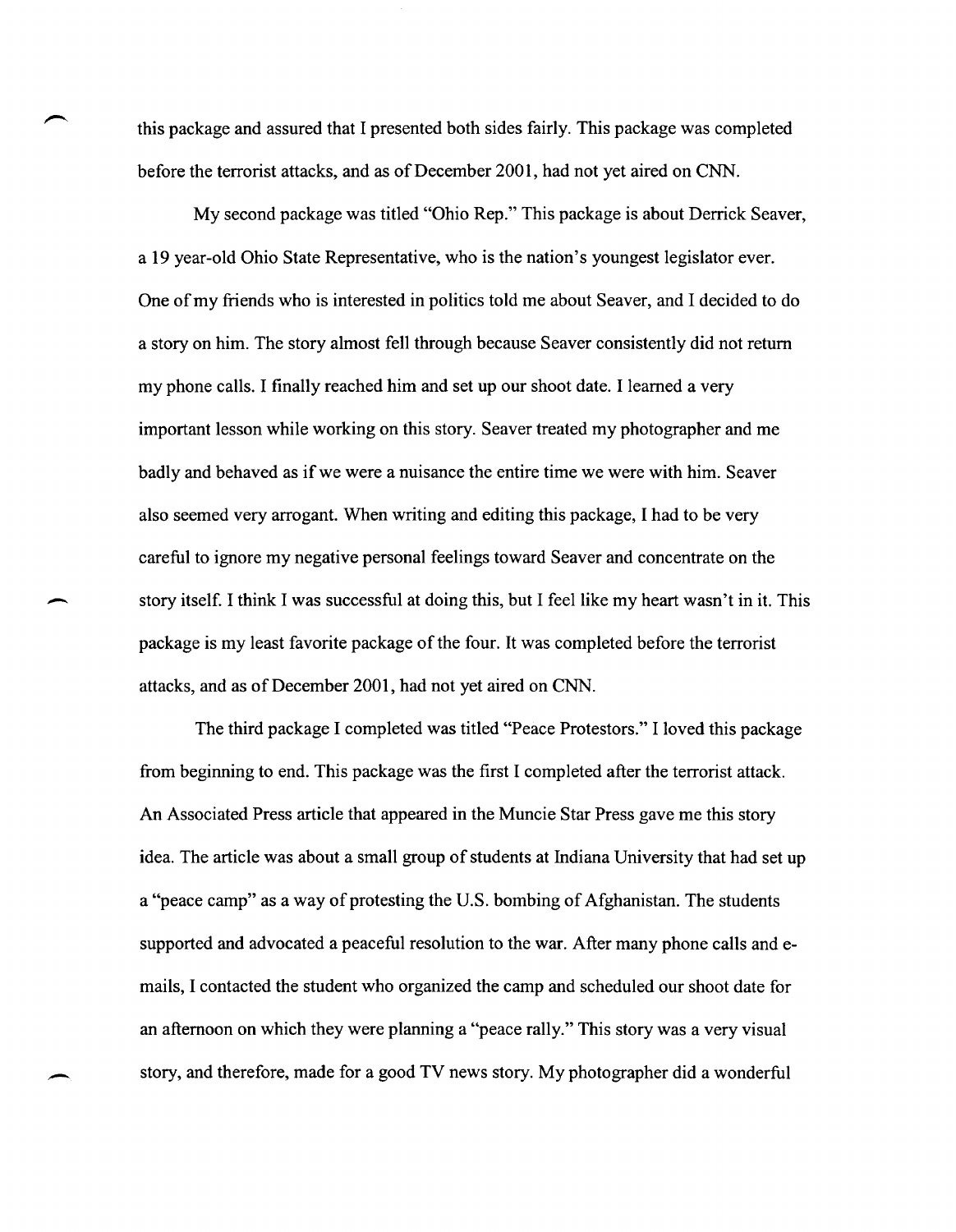this package and assured that I presented both sides fairly. This package was completed before the terrorist attacks, and as of December 2001, had not yet aired on CNN.

My second package was titled "Ohio Rep." This package is about Derrick Seaver, a 19 year-old Ohio State Representative, who is the nation's youngest legislator ever. One of my friends who is interested in politics told me about Seaver, and I decided to do a story on him. The story almost fell through because Seaver consistently did not return my phone calls. I finally reached him and set up our shoot date. I learned a very important lesson while working on this story. Seaver treated my photographer and me badly and behaved as if we were a nuisance the entire time we were with him. Seaver also seemed very arrogant. When writing and editing this package, I had to be very careful to ignore my negative personal feelings toward Seaver and concentrate on the story itself. I think I was successful at doing this, but I feel like my heart wasn't in it. This package is my least favorite package of the four. It was completed before the terrorist attacks, and as of December 2001, had not yet aired on CNN.

The third package I completed was titled "Peace Protestors." I loved this package from beginning to end. This package was the first I completed after the terrorist attack. An Associated Press article that appeared in the Muncie Star Press gave me this story idea. The article was about a small group of students at Indiana University that had set up a "peace camp" as a way of protesting the U.S. bombing of Afghanistan. The students supported and advocated a peaceful resolution to the war. After many phone calls and e-mails, I contacted the student who organized the camp and scheduled our shoot date for an afternoon on which they were planning a "peace rally." This story was a very visual story, and therefore, made for a good TV news story. My photographer did a wonderful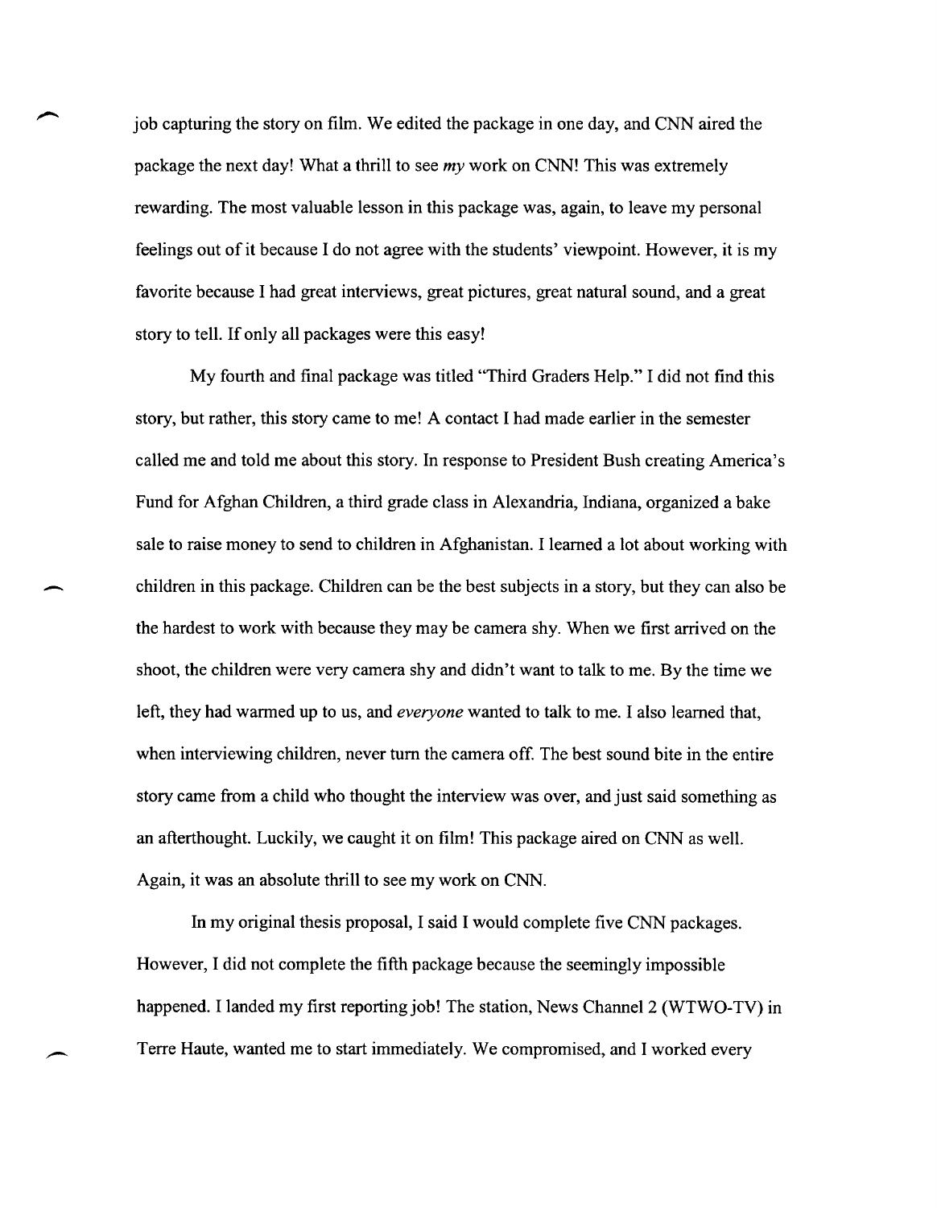job capturing the story on film. We edited the package in one day, and CNN aired the package the next day! What a thrill to see *my* work on CNN! This was extremely rewarding. The most valuable lesson in this package was, again, to leave my personal feelings out of it because I do not agree with the students' viewpoint. However, it is my favorite because I had great interviews, great pictures, great natural sound, and a great story to tell. If only all packages were this easy!

My fourth and final package was titled "Third Graders Help." I did not find this story, but rather, this story came to me! A contact I had made earlier in the semester called me and told me about this story. In response to President Bush creating America's Fund for Afghan Children, a third grade class in Alexandria, Indiana, organized a bake sale to raise money to send to children in Afghanistan. I learned a lot about working with children in this package. Children can be the best subjects in a story, but they can also be the hardest to work with because they may be camera shy. When we first arrived on the shoot, the children were very camera shy and didn't want to talk to me. By the time we left, they had warmed up to us, and *everyone* wanted to talk to me. I also learned that, when interviewing children, never turn the camera off. The best sound bite in the entire story came from a child who thought the interview was over, and just said something as an afterthought. Luckily, we caught it on film! This package aired on CNN as well. Again, it was an absolute thrill to see my work on CNN.

In my original thesis proposal, I said I would complete five CNN packages. However, I did not complete the fifth package because the seemingly impossible happened. I landed my first reporting job! The station, News Channel 2 (WTWO-TV) in Terre Haute, wanted me to start immediately. We compromised, and I worked every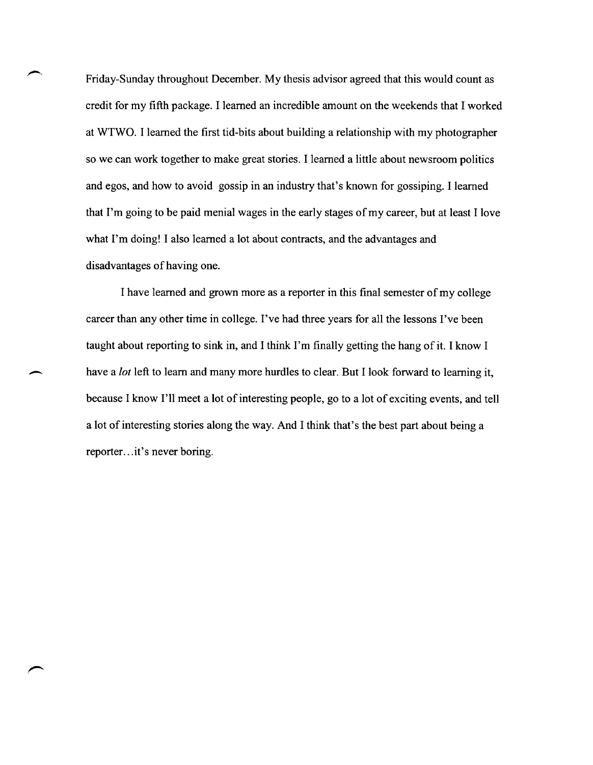Friday-Sunday throughout December. My thesis advisor agreed that this would count as credit for my fifth package. I learned an incredible amount on the weekends that I worked at WTWO. I learned the first tid-bits about building a relationship with my photographer so we can work together to make great stories. I learned a little about newsroom politics and egos, and how to avoid gossip in an industry that's known for gossiping. I learned that I'm going to be paid menial wages in the early stages of my career, but at least I love what I'm doing! I also learned a lot about contracts, and the advantages and disadvantages of having one.

I have learned and grown more as a reporter in this final semester of my college career than any other time in college. I've had three years for all the lessons I've been taught about reporting to sink in, and I think I'm finally getting the hang of it. I know I have a *lot* left to learn and many more hurdles to clear. But I look forward to learning it, because I know I'll meet a lot of interesting people, go to a lot of exciting events, and tell a lot of interesting stories along the way. And I think that's the best part about being a reporter...it's never boring.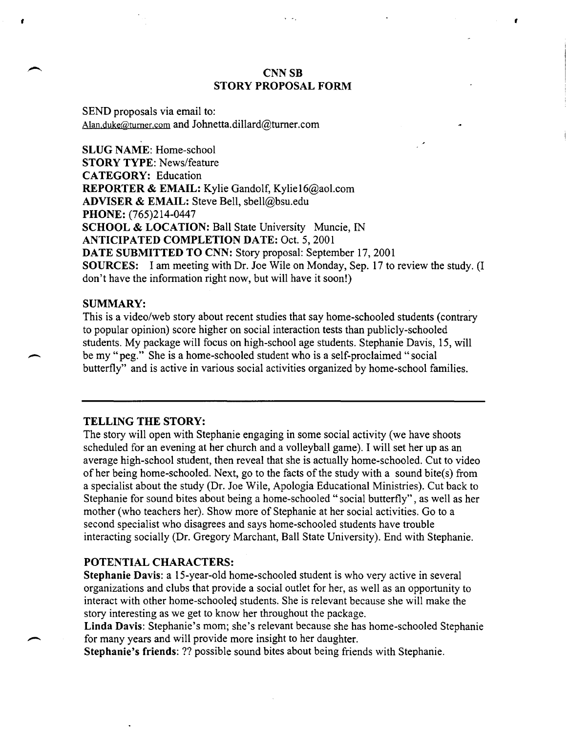# CNN SB
## STORY PROPOSAL FORM

SEND proposals via email to:
Alan.duke@turner.com and Johnetta.dillard@turner.com

**SLUG NAME**: Home-school
**STORY TYPE**: News/feature
**CATEGORY:** Education
**REPORTER & EMAIL:** Kylie Gandolf, Kylie16@aol.com
**ADVISER & EMAIL:** Steve Bell, sbell@bsu.edu
**PHONE:** (765)214-0447
**SCHOOL & LOCATION:** Ball State University Muncie, IN
**ANTICIPATED COMPLETION DATE:** Oct. 5, 2001
**DATE SUBMITTED TO CNN:** Story proposal: September 17, 2001
**SOURCES:** I am meeting with Dr. Joe Wile on Monday, Sep. 17 to review the study. (I don't have the information right now, but will have it soon!)

### SUMMARY:

This is a video/web story about recent studies that say home-schooled students (contrary to popular opinion) score higher on social interaction tests than publicly-schooled students. My package will focus on high-school age students. Stephanie Davis, 15, will be my "peg." She is a home-schooled student who is a self-proclaimed "social butterfly" and is active in various social activities organized by home-school families.

---

### TELLING THE STORY:

The story will open with Stephanie engaging in some social activity (we have shoots scheduled for an evening at her church and a volleyball game). I will set her up as an average high-school student, then reveal that she is actually home-schooled. Cut to video of her being home-schooled. Next, go to the facts of the study with a sound bite(s) from a specialist about the study (Dr. Joe Wile, Apologia Educational Ministries). Cut back to Stephanie for sound bites about being a home-schooled "social butterfly", as well as her mother (who teachers her). Show more of Stephanie at her social activities. Go to a second specialist who disagrees and says home-schooled students have trouble interacting socially (Dr. Gregory Marchant, Ball State University). End with Stephanie.

### POTENTIAL CHARACTERS:

**Stephanie Davis**: a 15-year-old home-schooled student is who very active in several organizations and clubs that provide a social outlet for her, as well as an opportunity to interact with other home-schooled students. She is relevant because she will make the story interesting as we get to know her throughout the package.

**Linda Davis**: Stephanie's mom; she's relevant because she has home-schooled Stephanie for many years and will provide more insight to her daughter.

**Stephanie's friends**: ?? possible sound bites about being friends with Stephanie.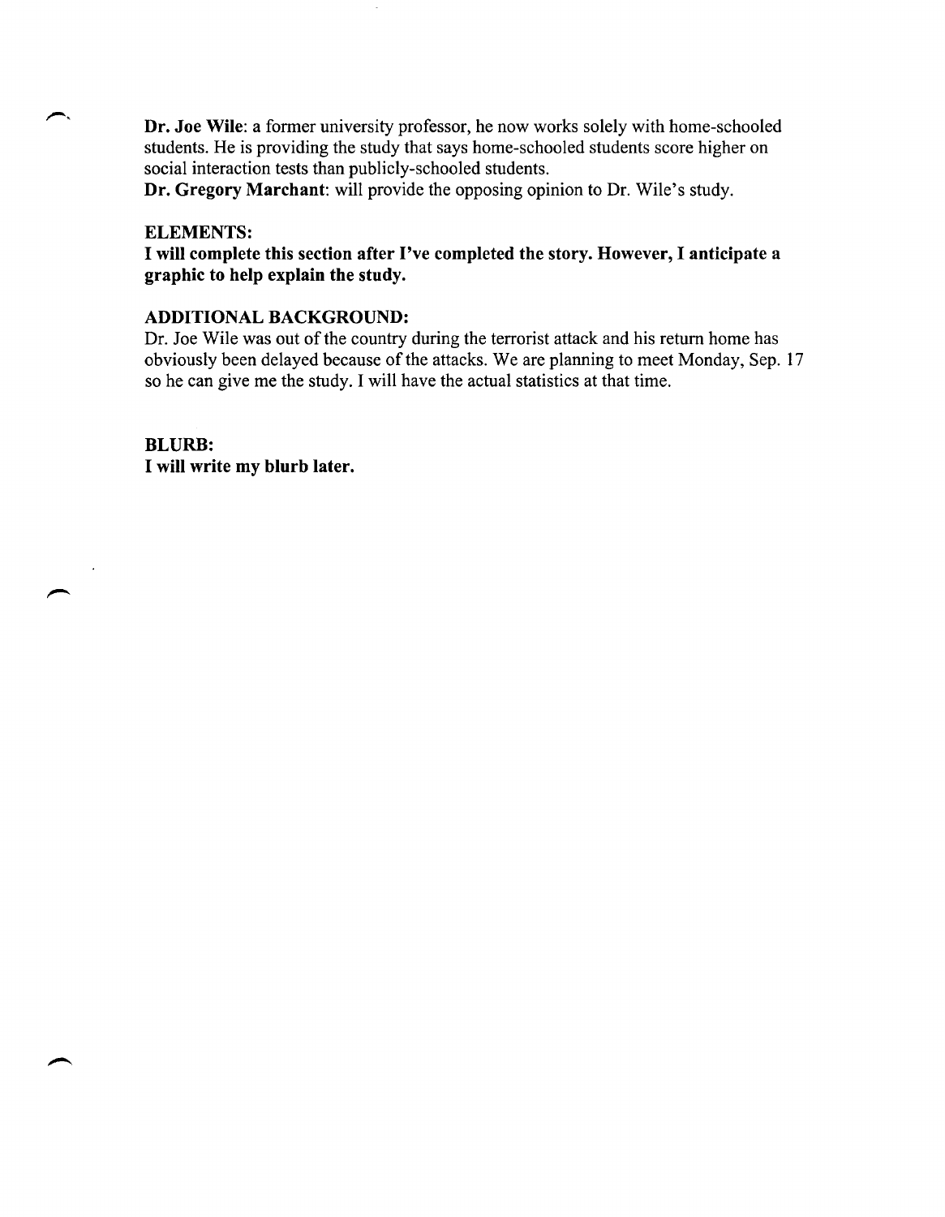**Dr. Joe Wile**: a former university professor, he now works solely with home-schooled students. He is providing the study that says home-schooled students score higher on social interaction tests than publicly-schooled students.

**Dr. Gregory Marchant**: will provide the opposing opinion to Dr. Wile's study.

**ELEMENTS:**

**I will complete this section after I've completed the story. However, I anticipate a graphic to help explain the study.**

**ADDITIONAL BACKGROUND:**

Dr. Joe Wile was out of the country during the terrorist attack and his return home has obviously been delayed because of the attacks. We are planning to meet Monday, Sep. 17 so he can give me the study. I will have the actual statistics at that time.

**BLURB:**

**I will write my blurb later.**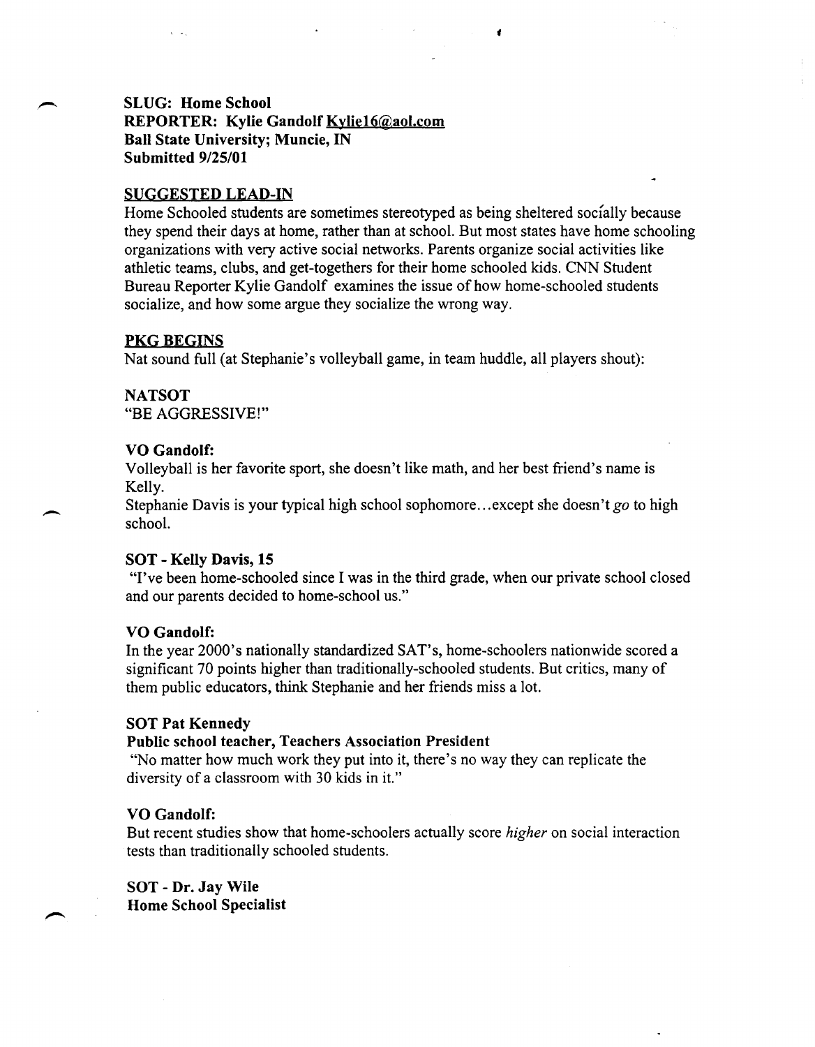**SLUG: Home School**
**REPORTER: Kylie Gandolf Kylie16@aol.com**
**Ball State University; Muncie, IN**
**Submitted 9/25/01**

## SUGGESTED LEAD-IN

Home Schooled students are sometimes stereotyped as being sheltered socially because they spend their days at home, rather than at school. But most states have home schooling organizations with very active social networks. Parents organize social activities like athletic teams, clubs, and get-togethers for their home schooled kids. CNN Student Bureau Reporter Kylie Gandolf examines the issue of how home-schooled students socialize, and how some argue they socialize the wrong way.

## PKG BEGINS

Nat sound full (at Stephanie's volleyball game, in team huddle, all players shout):

**NATSOT**
"BE AGGRESSIVE!"

**VO Gandolf:**
Volleyball is her favorite sport, she doesn't like math, and her best friend's name is Kelly.
Stephanie Davis is your typical high school sophomore…except she doesn't *go* to high school.

**SOT - Kelly Davis, 15**
"I've been home-schooled since I was in the third grade, when our private school closed and our parents decided to home-school us."

**VO Gandolf:**
In the year 2000's nationally standardized SAT's, home-schoolers nationwide scored a significant 70 points higher than traditionally-schooled students. But critics, many of them public educators, think Stephanie and her friends miss a lot.

**SOT Pat Kennedy**
**Public school teacher, Teachers Association President**
"No matter how much work they put into it, there's no way they can replicate the diversity of a classroom with 30 kids in it."

**VO Gandolf:**
But recent studies show that home-schoolers actually score *higher* on social interaction tests than traditionally schooled students.

**SOT - Dr. Jay Wile**
**Home School Specialist**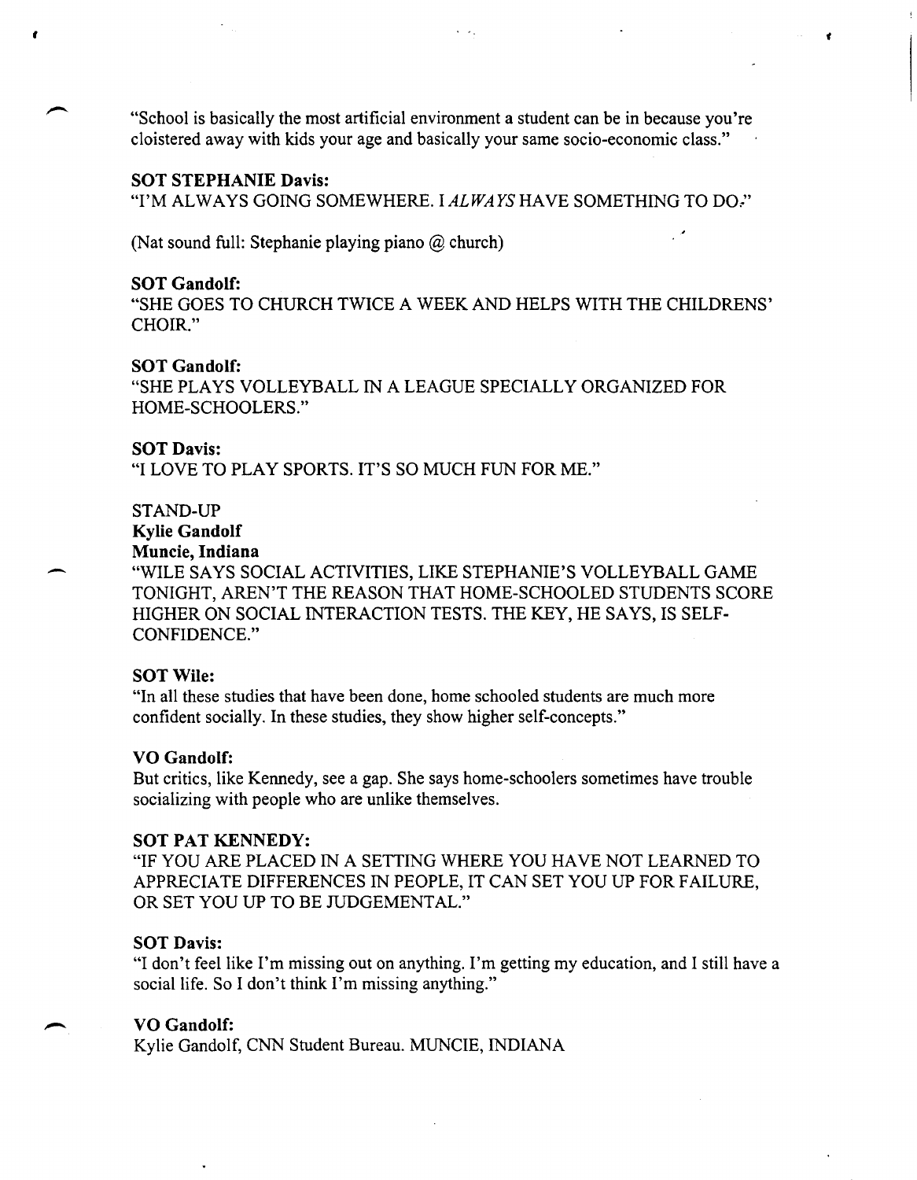"School is basically the most artificial environment a student can be in because you're cloistered away with kids your age and basically your same socio-economic class."

**SOT STEPHANIE Davis:**
"I'M ALWAYS GOING SOMEWHERE. I *ALWAYS* HAVE SOMETHING TO DO."

(Nat sound full: Stephanie playing piano @ church)

**SOT Gandolf:**
"SHE GOES TO CHURCH TWICE A WEEK AND HELPS WITH THE CHILDRENS' CHOIR."

**SOT Gandolf:**
"SHE PLAYS VOLLEYBALL IN A LEAGUE SPECIALLY ORGANIZED FOR HOME-SCHOOLERS."

**SOT Davis:**
"I LOVE TO PLAY SPORTS. IT'S SO MUCH FUN FOR ME."

STAND-UP
**Kylie Gandolf**
**Muncie, Indiana**
"WILE SAYS SOCIAL ACTIVITIES, LIKE STEPHANIE'S VOLLEYBALL GAME TONIGHT, AREN'T THE REASON THAT HOME-SCHOOLED STUDENTS SCORE HIGHER ON SOCIAL INTERACTION TESTS. THE KEY, HE SAYS, IS SELF-CONFIDENCE."

**SOT Wile:**
"In all these studies that have been done, home schooled students are much more confident socially. In these studies, they show higher self-concepts."

**VO Gandolf:**
But critics, like Kennedy, see a gap. She says home-schoolers sometimes have trouble socializing with people who are unlike themselves.

**SOT PAT KENNEDY:**
"IF YOU ARE PLACED IN A SETTING WHERE YOU HAVE NOT LEARNED TO APPRECIATE DIFFERENCES IN PEOPLE, IT CAN SET YOU UP FOR FAILURE, OR SET YOU UP TO BE JUDGEMENTAL."

**SOT Davis:**
"I don't feel like I'm missing out on anything. I'm getting my education, and I still have a social life. So I don't think I'm missing anything."

**VO Gandolf:**
Kylie Gandolf, CNN Student Bureau. MUNCIE, INDIANA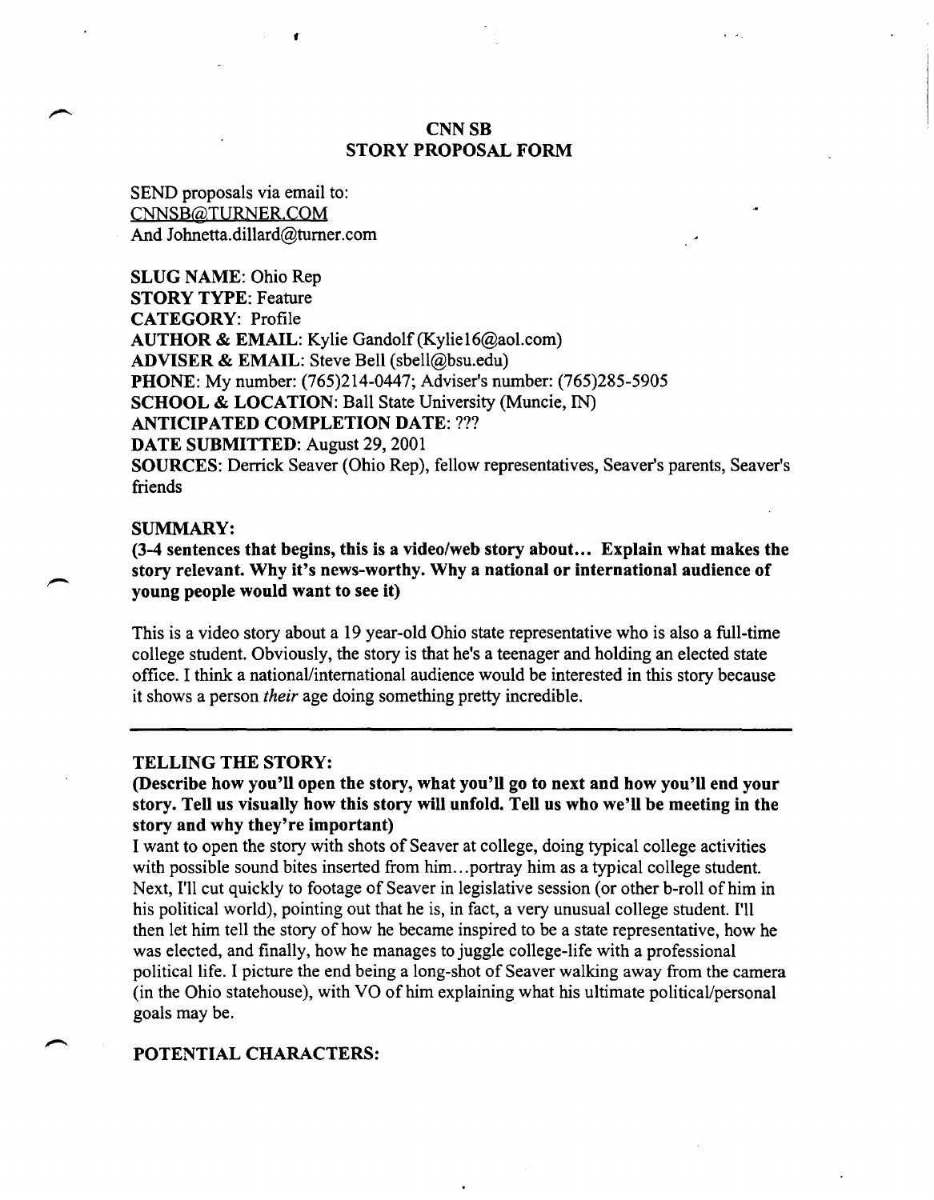# CNN SB
# STORY PROPOSAL FORM

SEND proposals via email to:
CNNSB@TURNER.COM
And Johnetta.dillard@turner.com

**SLUG NAME**: Ohio Rep
**STORY TYPE**: Feature
**CATEGORY**: Profile
**AUTHOR & EMAIL**: Kylie Gandolf (Kylie16@aol.com)
**ADVISER & EMAIL**: Steve Bell (sbell@bsu.edu)
**PHONE**: My number: (765)214-0447; Adviser's number: (765)285-5905
**SCHOOL & LOCATION**: Ball State University (Muncie, IN)
**ANTICIPATED COMPLETION DATE**: ???
**DATE SUBMITTED**: August 29, 2001
**SOURCES**: Derrick Seaver (Ohio Rep), fellow representatives, Seaver's parents, Seaver's friends

**SUMMARY:**

**(3-4 sentences that begins, this is a video/web story about... Explain what makes the story relevant. Why it's news-worthy. Why a national or international audience of young people would want to see it)**

This is a video story about a 19 year-old Ohio state representative who is also a full-time college student. Obviously, the story is that he's a teenager and holding an elected state office. I think a national/international audience would be interested in this story because it shows a person *their* age doing something pretty incredible.

---

**TELLING THE STORY:**

**(Describe how you'll open the story, what you'll go to next and how you'll end your story. Tell us visually how this story will unfold. Tell us who we'll be meeting in the story and why they're important)**

I want to open the story with shots of Seaver at college, doing typical college activities with possible sound bites inserted from him...portray him as a typical college student. Next, I'll cut quickly to footage of Seaver in legislative session (or other b-roll of him in his political world), pointing out that he is, in fact, a very unusual college student. I'll then let him tell the story of how he became inspired to be a state representative, how he was elected, and finally, how he manages to juggle college-life with a professional political life. I picture the end being a long-shot of Seaver walking away from the camera (in the Ohio statehouse), with VO of him explaining what his ultimate political/personal goals may be.

**POTENTIAL CHARACTERS:**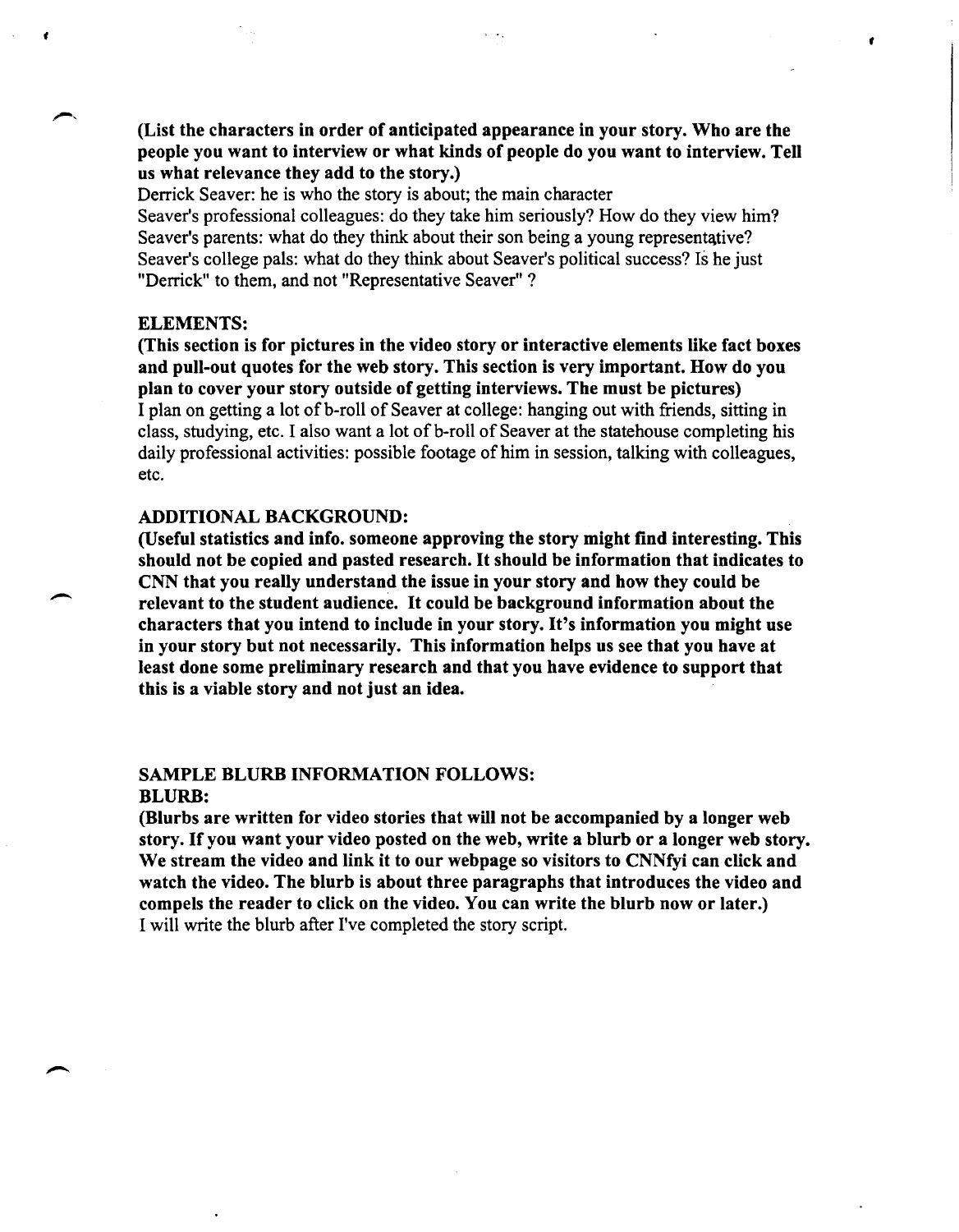**(List the characters in order of anticipated appearance in your story. Who are the people you want to interview or what kinds of people do you want to interview. Tell us what relevance they add to the story.)**

Derrick Seaver: he is who the story is about; the main character
Seaver's professional colleagues: do they take him seriously? How do they view him?
Seaver's parents: what do they think about their son being a young representative?
Seaver's college pals: what do they think about Seaver's political success? Is he just "Derrick" to them, and not "Representative Seaver" ?

**ELEMENTS:**

**(This section is for pictures in the video story or interactive elements like fact boxes and pull-out quotes for the web story. This section is very important. How do you plan to cover your story outside of getting interviews. The must be pictures)**

I plan on getting a lot of b-roll of Seaver at college: hanging out with friends, sitting in class, studying, etc. I also want a lot of b-roll of Seaver at the statehouse completing his daily professional activities: possible footage of him in session, talking with colleagues, etc.

**ADDITIONAL BACKGROUND:**

**(Useful statistics and info. someone approving the story might find interesting. This should not be copied and pasted research. It should be information that indicates to CNN that you really understand the issue in your story and how they could be relevant to the student audience. It could be background information about the characters that you intend to include in your story. It's information you might use in your story but not necessarily. This information helps us see that you have at least done some preliminary research and that you have evidence to support that this is a viable story and not just an idea.**

**SAMPLE BLURB INFORMATION FOLLOWS:**

**BLURB:**

**(Blurbs are written for video stories that will not be accompanied by a longer web story. If you want your video posted on the web, write a blurb or a longer web story. We stream the video and link it to our webpage so visitors to CNNfyi can click and watch the video. The blurb is about three paragraphs that introduces the video and compels the reader to click on the video. You can write the blurb now or later.)**

I will write the blurb after I've completed the story script.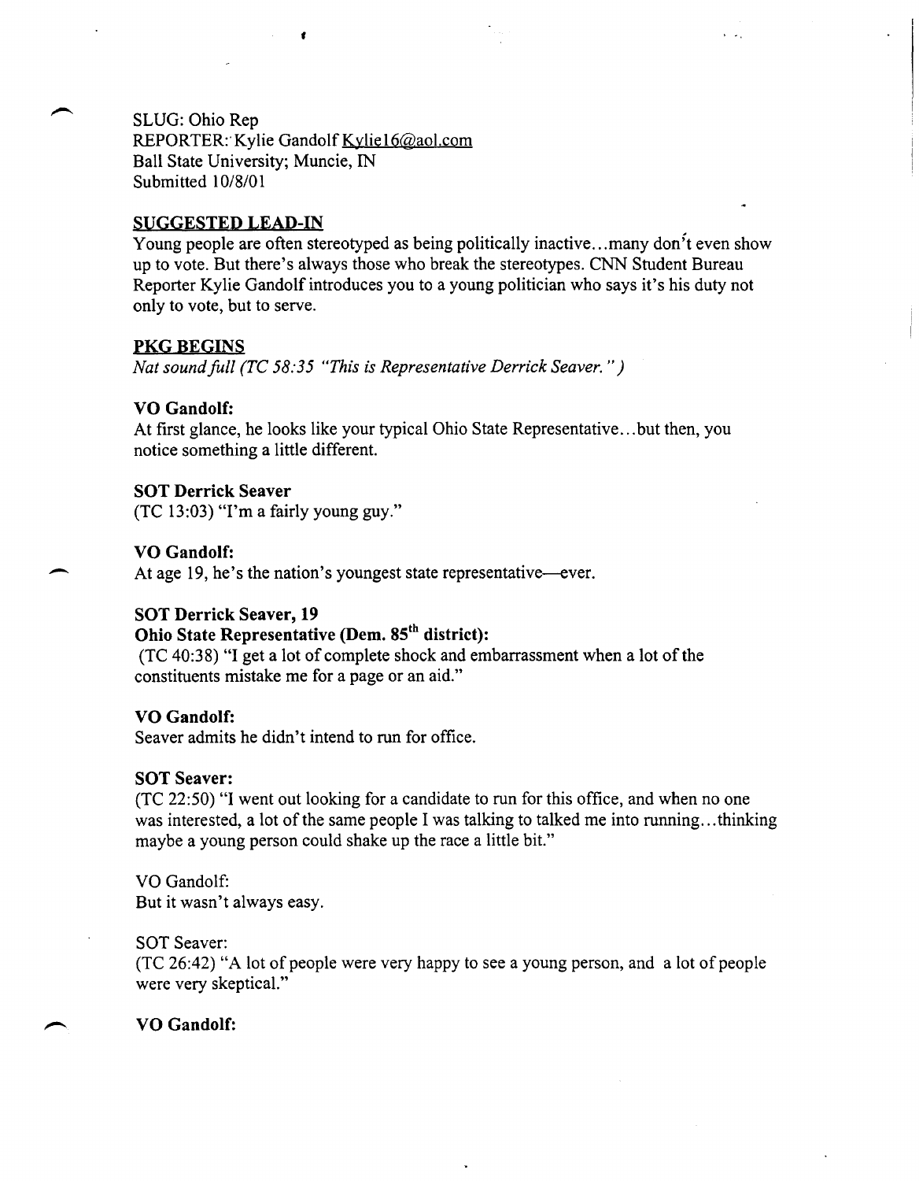SLUG: Ohio Rep
REPORTER: Kylie Gandolf Kylie16@aol.com
Ball State University; Muncie, IN
Submitted 10/8/01

**SUGGESTED LEAD-IN**

Young people are often stereotyped as being politically inactive…many don't even show up to vote. But there's always those who break the stereotypes. CNN Student Bureau Reporter Kylie Gandolf introduces you to a young politician who says it's his duty not only to vote, but to serve.

**PKG BEGINS**

*Nat sound full (TC 58:35 "This is Representative Derrick Seaver.")*

**VO Gandolf:**
At first glance, he looks like your typical Ohio State Representative…but then, you notice something a little different.

**SOT Derrick Seaver**
(TC 13:03) "I'm a fairly young guy."

**VO Gandolf:**
At age 19, he's the nation's youngest state representative—ever.

**SOT Derrick Seaver, 19**
**Ohio State Representative (Dem. 85th district):**
(TC 40:38) "I get a lot of complete shock and embarrassment when a lot of the constituents mistake me for a page or an aid."

**VO Gandolf:**
Seaver admits he didn't intend to run for office.

**SOT Seaver:**
(TC 22:50) "I went out looking for a candidate to run for this office, and when no one was interested, a lot of the same people I was talking to talked me into running…thinking maybe a young person could shake up the race a little bit."

VO Gandolf:
But it wasn't always easy.

SOT Seaver:
(TC 26:42) "A lot of people were very happy to see a young person, and a lot of people were very skeptical."

**VO Gandolf:**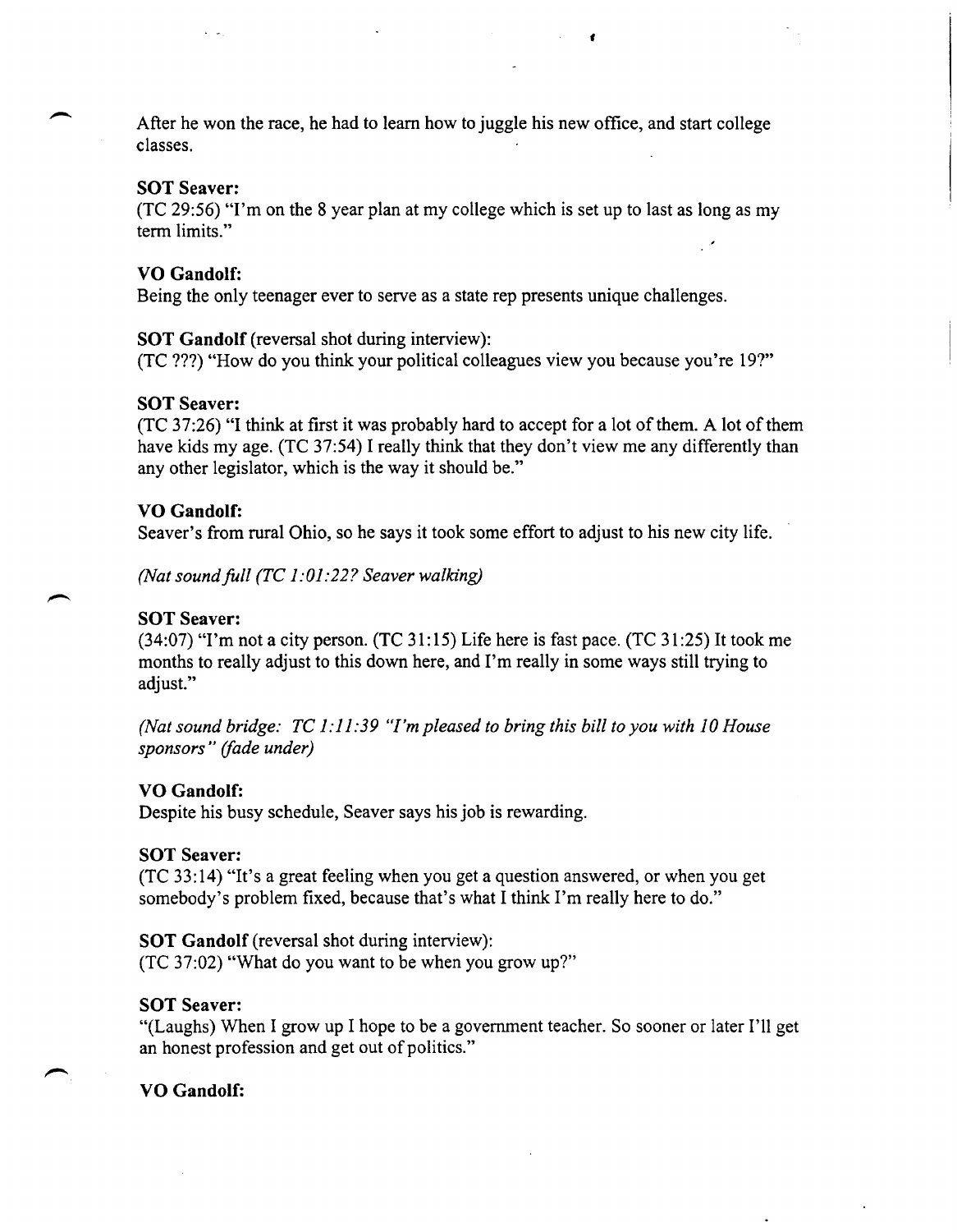After he won the race, he had to learn how to juggle his new office, and start college classes.

**SOT Seaver:**
(TC 29:56) "I'm on the 8 year plan at my college which is set up to last as long as my term limits."

**VO Gandolf:**
Being the only teenager ever to serve as a state rep presents unique challenges.

**SOT Gandolf** (reversal shot during interview):
(TC ???) "How do you think your political colleagues view you because you're 19?"

**SOT Seaver:**
(TC 37:26) "I think at first it was probably hard to accept for a lot of them. A lot of them have kids my age. (TC 37:54) I really think that they don't view me any differently than any other legislator, which is the way it should be."

**VO Gandolf:**
Seaver's from rural Ohio, so he says it took some effort to adjust to his new city life.

*(Nat sound full (TC 1:01:22? Seaver walking)*

**SOT Seaver:**
(34:07) "I'm not a city person. (TC 31:15) Life here is fast pace. (TC 31:25) It took me months to really adjust to this down here, and I'm really in some ways still trying to adjust."

*(Nat sound bridge: TC 1:11:39 "I'm pleased to bring this bill to you with 10 House sponsors" (fade under)*

**VO Gandolf:**
Despite his busy schedule, Seaver says his job is rewarding.

**SOT Seaver:**
(TC 33:14) "It's a great feeling when you get a question answered, or when you get somebody's problem fixed, because that's what I think I'm really here to do."

**SOT Gandolf** (reversal shot during interview):
(TC 37:02) "What do you want to be when you grow up?"

**SOT Seaver:**
"(Laughs) When I grow up I hope to be a government teacher. So sooner or later I'll get an honest profession and get out of politics."

**VO Gandolf:**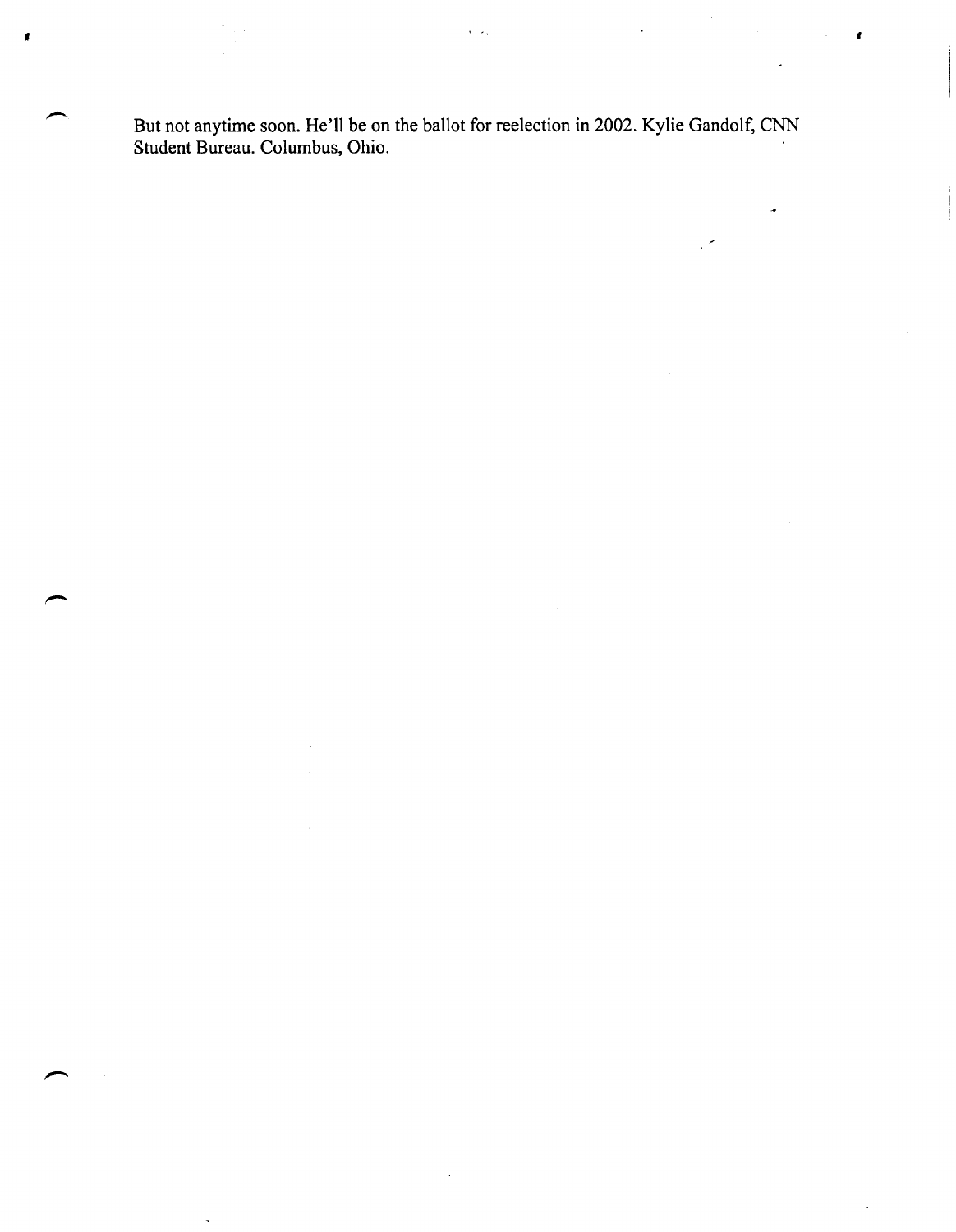But not anytime soon. He'll be on the ballot for reelection in 2002. Kylie Gandolf, CNN Student Bureau. Columbus, Ohio.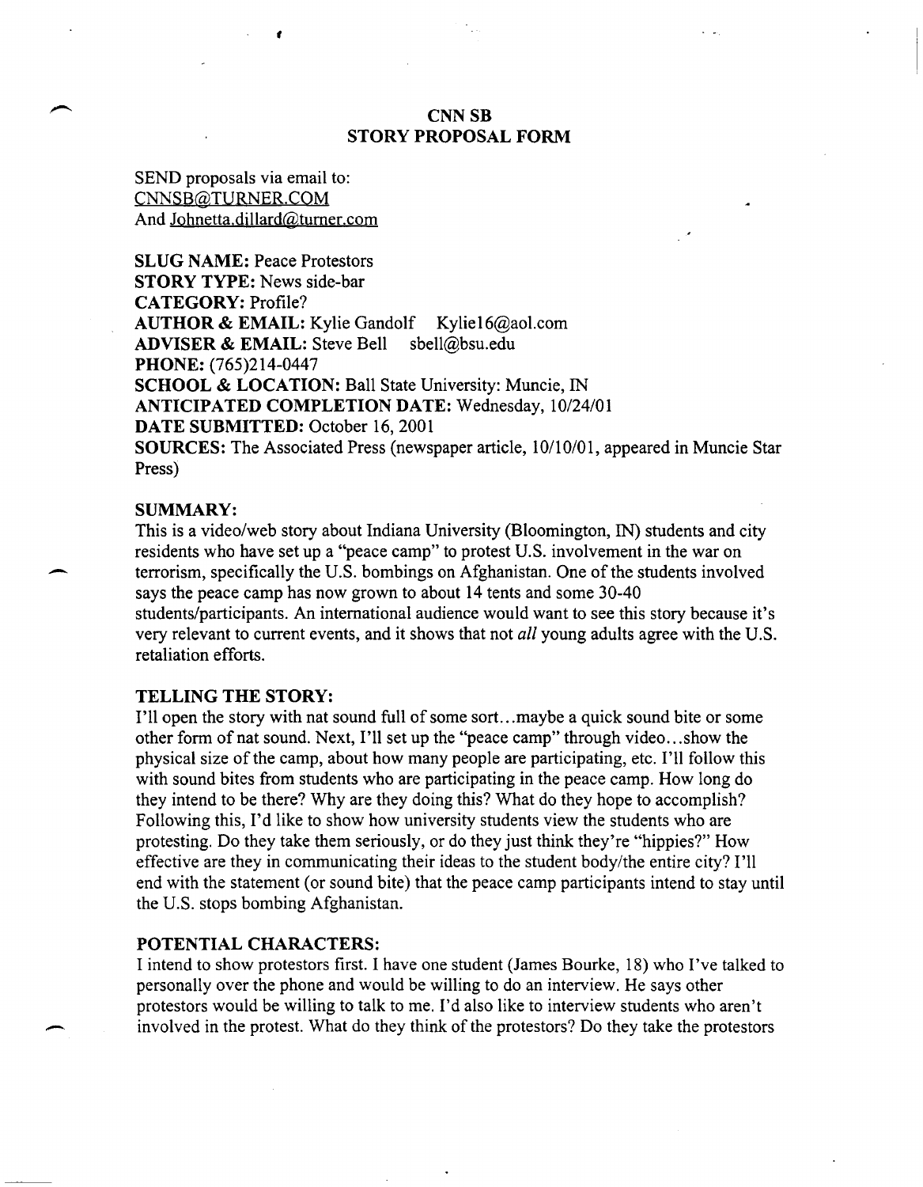# CNN SB
## STORY PROPOSAL FORM

SEND proposals via email to:
CNNSB@TURNER.COM
And Johnetta.dillard@turner.com

**SLUG NAME:** Peace Protestors
**STORY TYPE:** News side-bar
**CATEGORY:** Profile?
**AUTHOR & EMAIL:** Kylie Gandolf Kylie16@aol.com
**ADVISER & EMAIL:** Steve Bell sbell@bsu.edu
**PHONE:** (765)214-0447
**SCHOOL & LOCATION:** Ball State University: Muncie, IN
**ANTICIPATED COMPLETION DATE:** Wednesday, 10/24/01
**DATE SUBMITTED:** October 16, 2001
**SOURCES:** The Associated Press (newspaper article, 10/10/01, appeared in Muncie Star Press)

### SUMMARY:

This is a video/web story about Indiana University (Bloomington, IN) students and city residents who have set up a "peace camp" to protest U.S. involvement in the war on terrorism, specifically the U.S. bombings on Afghanistan. One of the students involved says the peace camp has now grown to about 14 tents and some 30-40 students/participants. An international audience would want to see this story because it's very relevant to current events, and it shows that not *all* young adults agree with the U.S. retaliation efforts.

### TELLING THE STORY:

I'll open the story with nat sound full of some sort...maybe a quick sound bite or some other form of nat sound. Next, I'll set up the "peace camp" through video...show the physical size of the camp, about how many people are participating, etc. I'll follow this with sound bites from students who are participating in the peace camp. How long do they intend to be there? Why are they doing this? What do they hope to accomplish? Following this, I'd like to show how university students view the students who are protesting. Do they take them seriously, or do they just think they're "hippies?" How effective are they in communicating their ideas to the student body/the entire city? I'll end with the statement (or sound bite) that the peace camp participants intend to stay until the U.S. stops bombing Afghanistan.

### POTENTIAL CHARACTERS:

I intend to show protestors first. I have one student (James Bourke, 18) who I've talked to personally over the phone and would be willing to do an interview. He says other protestors would be willing to talk to me. I'd also like to interview students who aren't involved in the protest. What do they think of the protestors? Do they take the protestors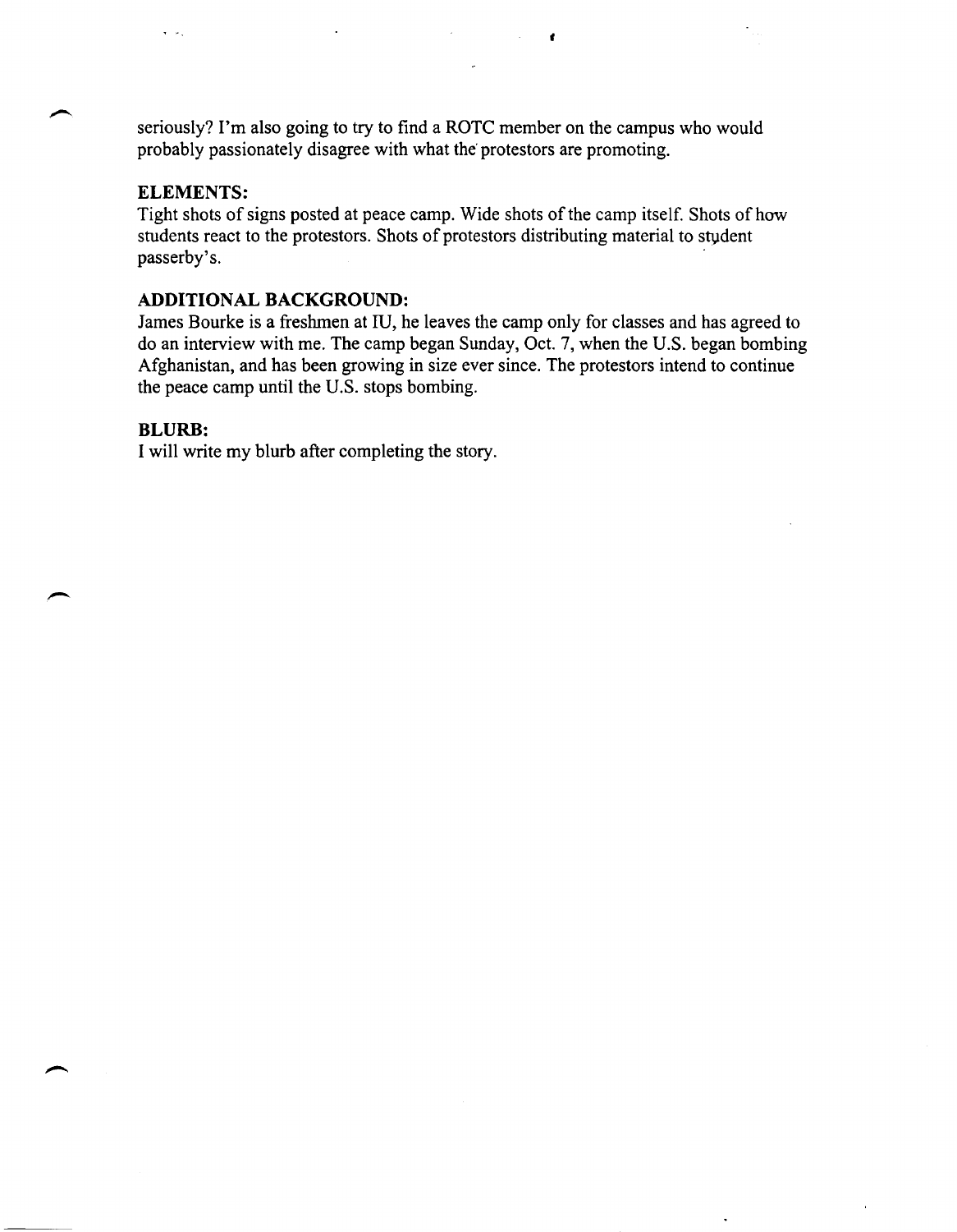seriously? I'm also going to try to find a ROTC member on the campus who would probably passionately disagree with what the protestors are promoting.

**ELEMENTS:**
Tight shots of signs posted at peace camp. Wide shots of the camp itself. Shots of how students react to the protestors. Shots of protestors distributing material to student passerby's.

**ADDITIONAL BACKGROUND:**
James Bourke is a freshmen at IU, he leaves the camp only for classes and has agreed to do an interview with me. The camp began Sunday, Oct. 7, when the U.S. began bombing Afghanistan, and has been growing in size ever since. The protestors intend to continue the peace camp until the U.S. stops bombing.

**BLURB:**
I will write my blurb after completing the story.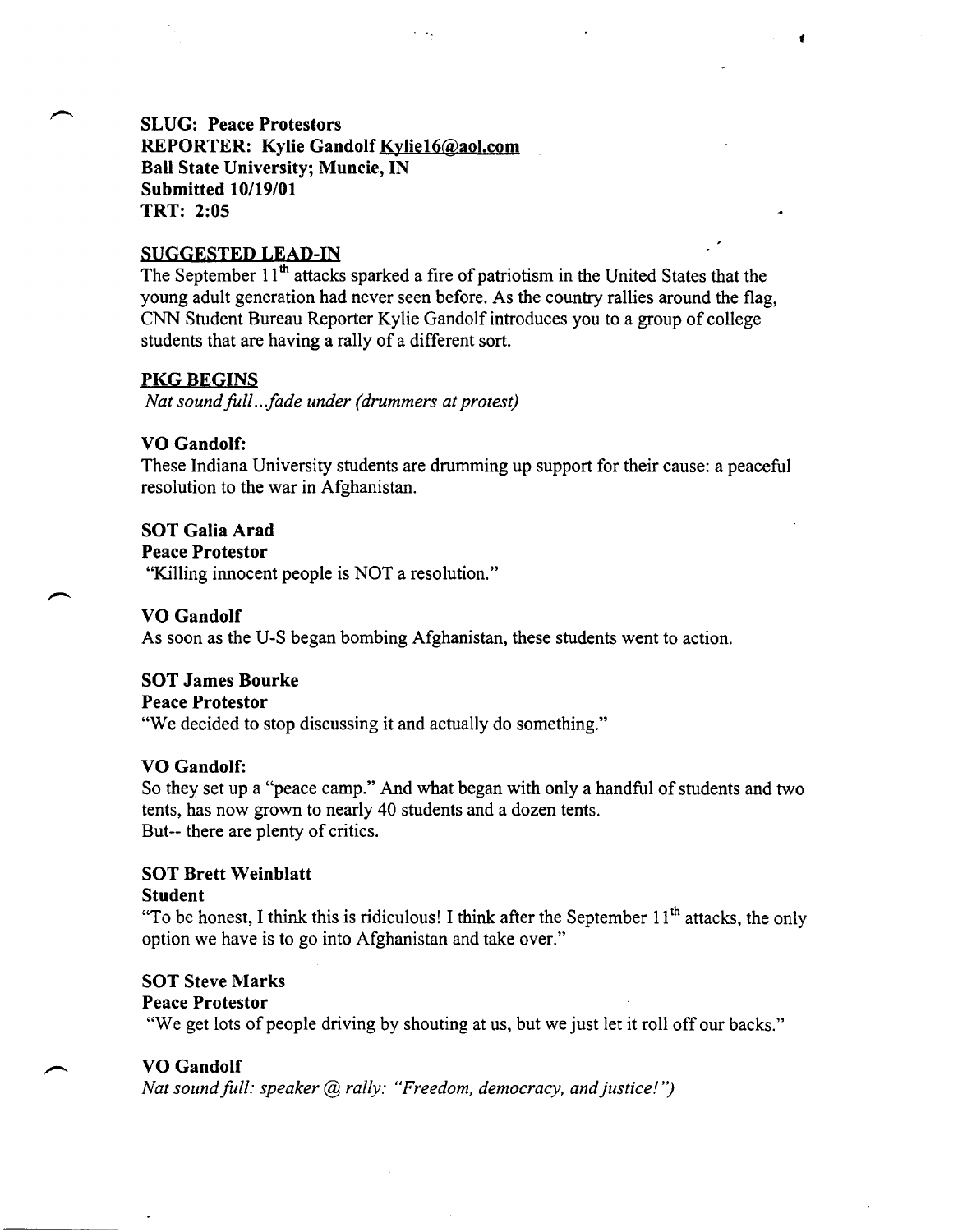**SLUG: Peace Protestors**
**REPORTER: Kylie Gandolf Kylie16@aol.com**
**Ball State University; Muncie, IN**
**Submitted 10/19/01**
**TRT: 2:05**

**SUGGESTED LEAD-IN**

The September 11th attacks sparked a fire of patriotism in the United States that the young adult generation had never seen before. As the country rallies around the flag, CNN Student Bureau Reporter Kylie Gandolf introduces you to a group of college students that are having a rally of a different sort.

**PKG BEGINS**

*Nat sound full…fade under (drummers at protest)*

**VO Gandolf:**

These Indiana University students are drumming up support for their cause: a peaceful resolution to the war in Afghanistan.

**SOT Galia Arad**
**Peace Protestor**

"Killing innocent people is NOT a resolution."

**VO Gandolf**

As soon as the U-S began bombing Afghanistan, these students went to action.

**SOT James Bourke**
**Peace Protestor**

"We decided to stop discussing it and actually do something."

**VO Gandolf:**

So they set up a "peace camp." And what began with only a handful of students and two tents, has now grown to nearly 40 students and a dozen tents.
But-- there are plenty of critics.

**SOT Brett Weinblatt**
**Student**

"To be honest, I think this is ridiculous! I think after the September 11th attacks, the only option we have is to go into Afghanistan and take over."

**SOT Steve Marks**
**Peace Protestor**

"We get lots of people driving by shouting at us, but we just let it roll off our backs."

**VO Gandolf**

*Nat sound full: speaker @ rally: "Freedom, democracy, and justice!")*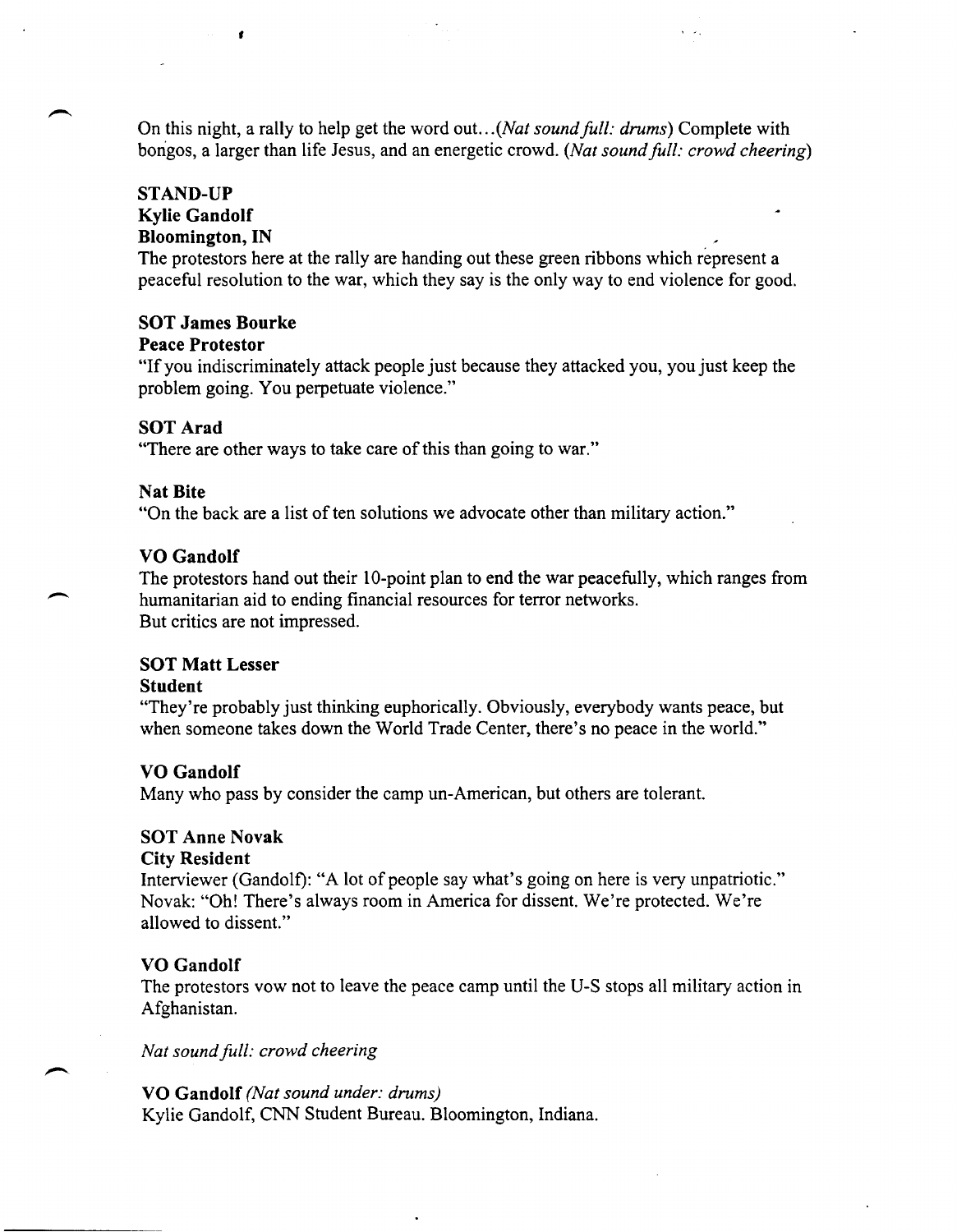On this night, a rally to help get the word out...(*Nat sound full: drums*) Complete with bongos, a larger than life Jesus, and an energetic crowd. (*Nat sound full: crowd cheering*)

**STAND-UP**
**Kylie Gandolf**
**Bloomington, IN**
The protestors here at the rally are handing out these green ribbons which represent a peaceful resolution to the war, which they say is the only way to end violence for good.

**SOT James Bourke**
**Peace Protestor**
"If you indiscriminately attack people just because they attacked you, you just keep the problem going. You perpetuate violence."

**SOT Arad**
"There are other ways to take care of this than going to war."

**Nat Bite**
"On the back are a list of ten solutions we advocate other than military action."

**VO Gandolf**
The protestors hand out their 10-point plan to end the war peacefully, which ranges from humanitarian aid to ending financial resources for terror networks.
But critics are not impressed.

**SOT Matt Lesser**
**Student**
"They're probably just thinking euphorically. Obviously, everybody wants peace, but when someone takes down the World Trade Center, there's no peace in the world."

**VO Gandolf**
Many who pass by consider the camp un-American, but others are tolerant.

**SOT Anne Novak**
**City Resident**
Interviewer (Gandolf): "A lot of people say what's going on here is very unpatriotic."
Novak: "Oh! There's always room in America for dissent. We're protected. We're allowed to dissent."

**VO Gandolf**
The protestors vow not to leave the peace camp until the U-S stops all military action in Afghanistan.

*Nat sound full: crowd cheering*

**VO Gandolf** *(Nat sound under: drums)*
Kylie Gandolf, CNN Student Bureau. Bloomington, Indiana.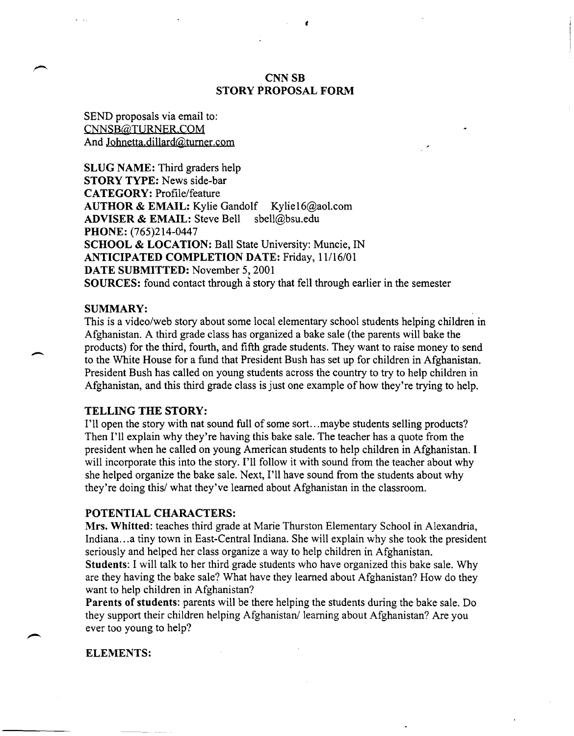# CNN SB
## STORY PROPOSAL FORM

SEND proposals via email to:
CNNSB@TURNER.COM
And Johnetta.dillard@turner.com

**SLUG NAME:** Third graders help
**STORY TYPE:** News side-bar
**CATEGORY:** Profile/feature
**AUTHOR & EMAIL:** Kylie Gandolf Kylie16@aol.com
**ADVISER & EMAIL:** Steve Bell sbell@bsu.edu
**PHONE:** (765)214-0447
**SCHOOL & LOCATION:** Ball State University: Muncie, IN
**ANTICIPATED COMPLETION DATE:** Friday, 11/16/01
**DATE SUBMITTED:** November 5, 2001
**SOURCES:** found contact through a story that fell through earlier in the semester

**SUMMARY:**
This is a video/web story about some local elementary school students helping children in Afghanistan. A third grade class has organized a bake sale (the parents will bake the products) for the third, fourth, and fifth grade students. They want to raise money to send to the White House for a fund that President Bush has set up for children in Afghanistan. President Bush has called on young students across the country to try to help children in Afghanistan, and this third grade class is just one example of how they're trying to help.

**TELLING THE STORY:**
I'll open the story with nat sound full of some sort...maybe students selling products? Then I'll explain why they're having this bake sale. The teacher has a quote from the president when he called on young American students to help children in Afghanistan. I will incorporate this into the story. I'll follow it with sound from the teacher about why she helped organize the bake sale. Next, I'll have sound from the students about why they're doing this/ what they've learned about Afghanistan in the classroom.

**POTENTIAL CHARACTERS:**
**Mrs. Whitted**: teaches third grade at Marie Thurston Elementary School in Alexandria, Indiana...a tiny town in East-Central Indiana. She will explain why she took the president seriously and helped her class organize a way to help children in Afghanistan.
**Students**: I will talk to her third grade students who have organized this bake sale. Why are they having the bake sale? What have they learned about Afghanistan? How do they want to help children in Afghanistan?
**Parents of students**: parents will be there helping the students during the bake sale. Do they support their children helping Afghanistan/ learning about Afghanistan? Are you ever too young to help?

**ELEMENTS:**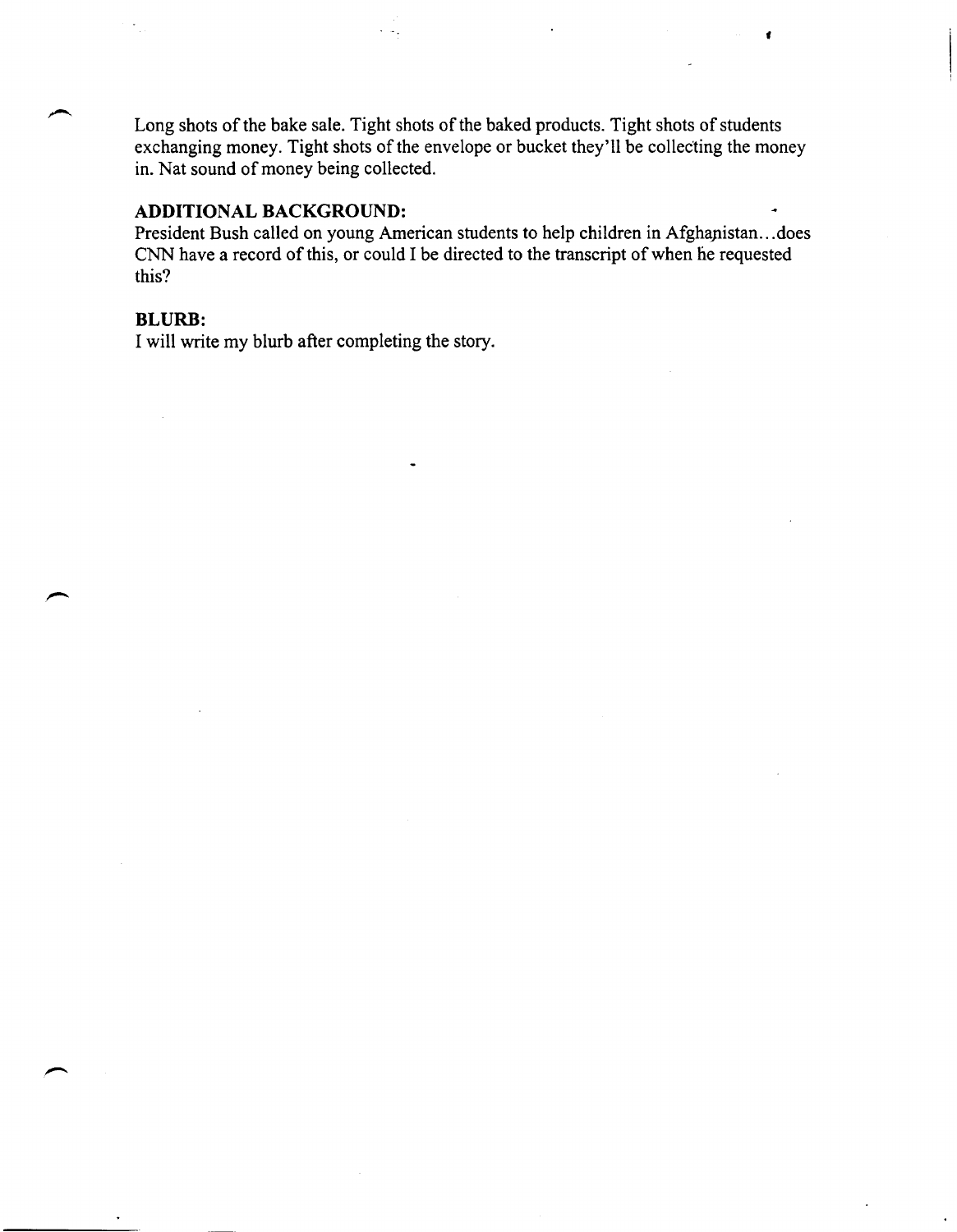Long shots of the bake sale. Tight shots of the baked products. Tight shots of students exchanging money. Tight shots of the envelope or bucket they'll be collecting the money in. Nat sound of money being collected.

**ADDITIONAL BACKGROUND:**
President Bush called on young American students to help children in Afghanistan...does CNN have a record of this, or could I be directed to the transcript of when he requested this?

**BLURB:**
I will write my blurb after completing the story.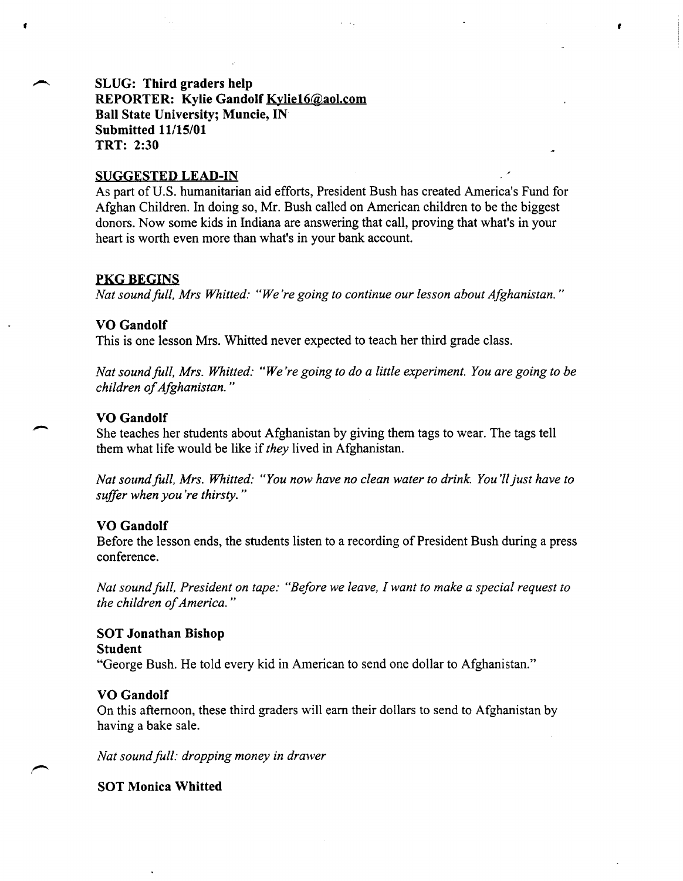**SLUG: Third graders help**
**REPORTER: Kylie Gandolf Kylie16@aol.com**
**Ball State University; Muncie, IN**
**Submitted 11/15/01**
**TRT: 2:30**

**SUGGESTED LEAD-IN**

As part of U.S. humanitarian aid efforts, President Bush has created America's Fund for Afghan Children. In doing so, Mr. Bush called on American children to be the biggest donors. Now some kids in Indiana are answering that call, proving that what's in your heart is worth even more than what's in your bank account.

**PKG BEGINS**

*Nat sound full, Mrs Whitted: "We're going to continue our lesson about Afghanistan."*

**VO Gandolf**

This is one lesson Mrs. Whitted never expected to teach her third grade class.

*Nat sound full, Mrs. Whitted: "We're going to do a little experiment. You are going to be children of Afghanistan."*

**VO Gandolf**

She teaches her students about Afghanistan by giving them tags to wear. The tags tell them what life would be like if *they* lived in Afghanistan.

*Nat sound full, Mrs. Whitted: "You now have no clean water to drink. You'll just have to suffer when you're thirsty."*

**VO Gandolf**

Before the lesson ends, the students listen to a recording of President Bush during a press conference.

*Nat sound full, President on tape: "Before we leave, I want to make a special request to the children of America."*

**SOT Jonathan Bishop**
**Student**

"George Bush. He told every kid in American to send one dollar to Afghanistan."

**VO Gandolf**

On this afternoon, these third graders will earn their dollars to send to Afghanistan by having a bake sale.

*Nat sound full: dropping money in drawer*

**SOT Monica Whitted**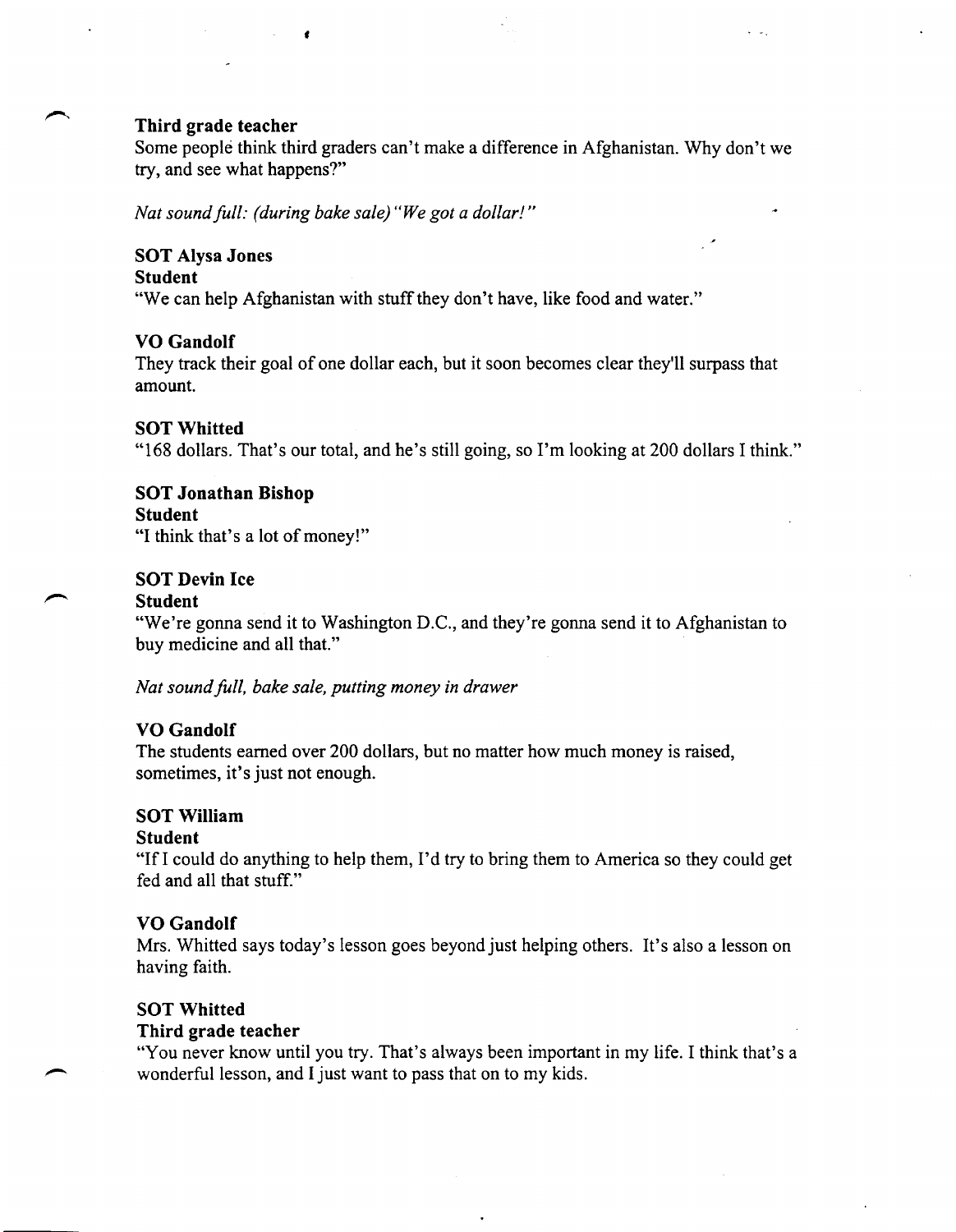**Third grade teacher**
Some people think third graders can't make a difference in Afghanistan. Why don't we try, and see what happens?"

*Nat sound full: (during bake sale) "We got a dollar!"*

**SOT Alysa Jones**
**Student**
"We can help Afghanistan with stuff they don't have, like food and water."

**VO Gandolf**
They track their goal of one dollar each, but it soon becomes clear they'll surpass that amount.

**SOT Whitted**
"168 dollars. That's our total, and he's still going, so I'm looking at 200 dollars I think."

**SOT Jonathan Bishop**
**Student**
"I think that's a lot of money!"

**SOT Devin Ice**
**Student**
"We're gonna send it to Washington D.C., and they're gonna send it to Afghanistan to buy medicine and all that."

*Nat sound full, bake sale, putting money in drawer*

**VO Gandolf**
The students earned over 200 dollars, but no matter how much money is raised, sometimes, it's just not enough.

**SOT William**
**Student**
"If I could do anything to help them, I'd try to bring them to America so they could get fed and all that stuff."

**VO Gandolf**
Mrs. Whitted says today's lesson goes beyond just helping others. It's also a lesson on having faith.

**SOT Whitted**
**Third grade teacher**
"You never know until you try. That's always been important in my life. I think that's a wonderful lesson, and I just want to pass that on to my kids.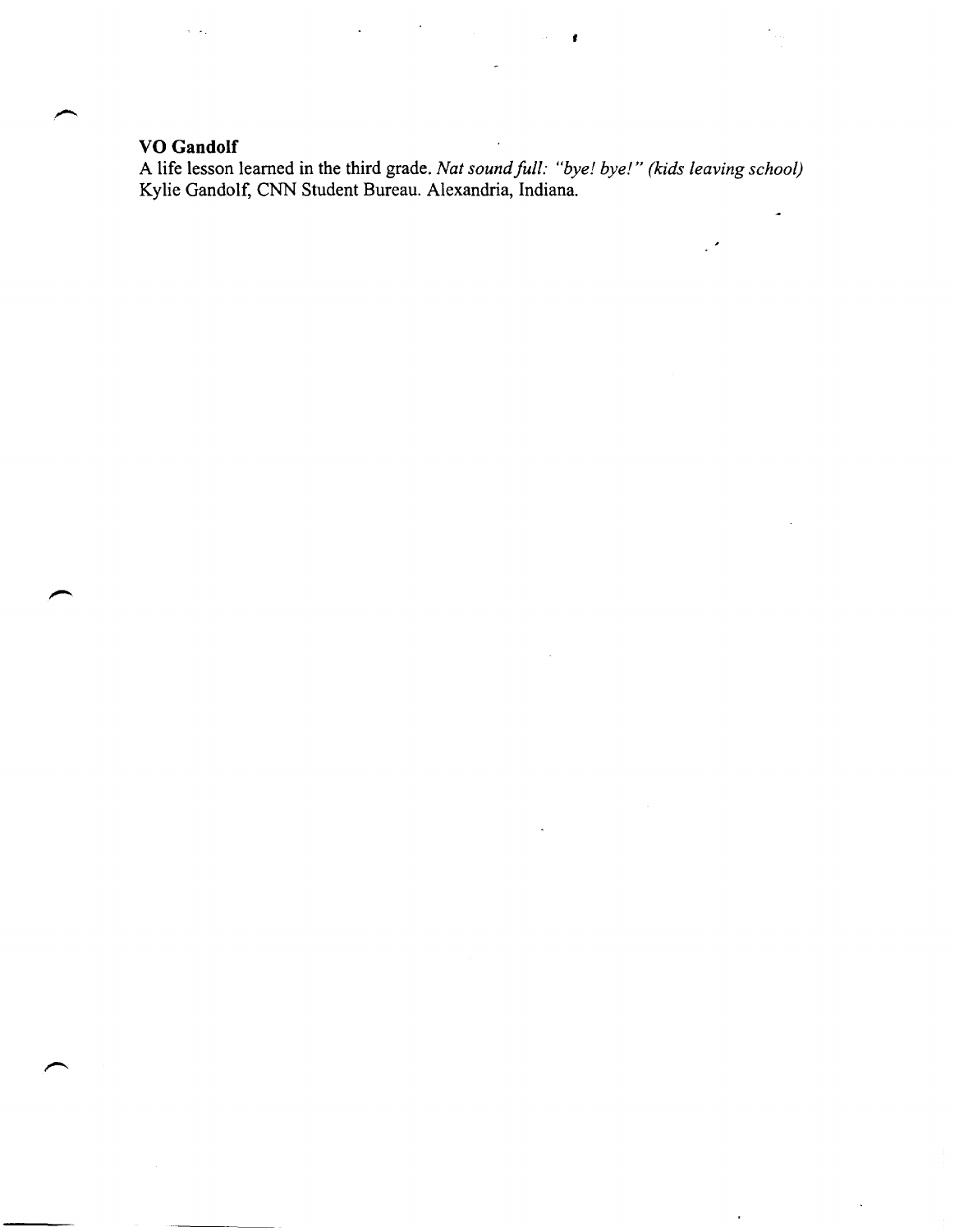**VO Gandolf**

A life lesson learned in the third grade. *Nat sound full: "bye! bye!" (kids leaving school)* Kylie Gandolf, CNN Student Bureau. Alexandria, Indiana.